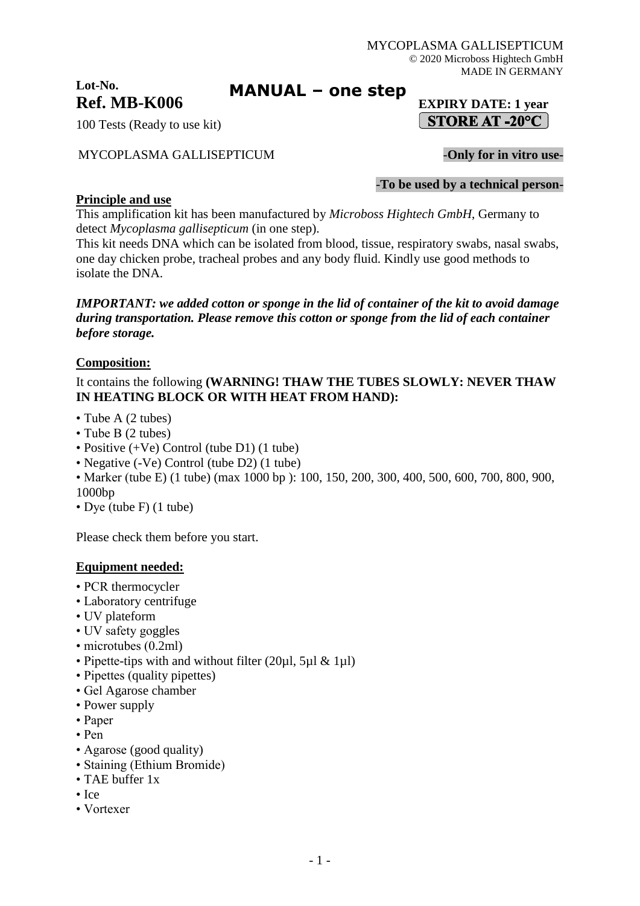MYCOPLASMA GALLISEPTICUM
© 2020 Microboss Hightech GmbH
MADE IN GERMANY

**Lot-No.**

**Ref. MB-K006**

# MANUAL – one step

**EXPIRY DATE: 1 year**

**STORE AT -20°C**

100 Tests (Ready to use kit)

MYCOPLASMA GALLISEPTICUM

**-Only for in vitro use-**

**-To be used by a technical person-**

## Principle and use

This amplification kit has been manufactured by *Microboss Hightech GmbH*, Germany to detect *Mycoplasma gallisepticum* (in one step).

This kit needs DNA which can be isolated from blood, tissue, respiratory swabs, nasal swabs, one day chicken probe, tracheal probes and any body fluid. Kindly use good methods to isolate the DNA.

***IMPORTANT: we added cotton or sponge in the lid of container of the kit to avoid damage during transportation. Please remove this cotton or sponge from the lid of each container before storage.***

## Composition:

It contains the following **(WARNING! THAW THE TUBES SLOWLY: NEVER THAW IN HEATING BLOCK OR WITH HEAT FROM HAND):**

- Tube A (2 tubes)
- Tube B (2 tubes)
- Positive (+Ve) Control (tube D1) (1 tube)
- Negative (-Ve) Control (tube D2) (1 tube)
- Marker (tube E) (1 tube) (max 1000 bp ): 100, 150, 200, 300, 400, 500, 600, 700, 800, 900, 1000bp
- Dye (tube F) (1 tube)

Please check them before you start.

## Equipment needed:

- PCR thermocycler
- Laboratory centrifuge
- UV plateform
- UV safety goggles
- microtubes (0.2ml)
- Pipette-tips with and without filter (20µl, 5µl & 1µl)
- Pipettes (quality pipettes)
- Gel Agarose chamber
- Power supply
- Paper
- Pen
- Agarose (good quality)
- Staining (Ethium Bromide)
- TAE buffer 1x
- Ice
- Vortexer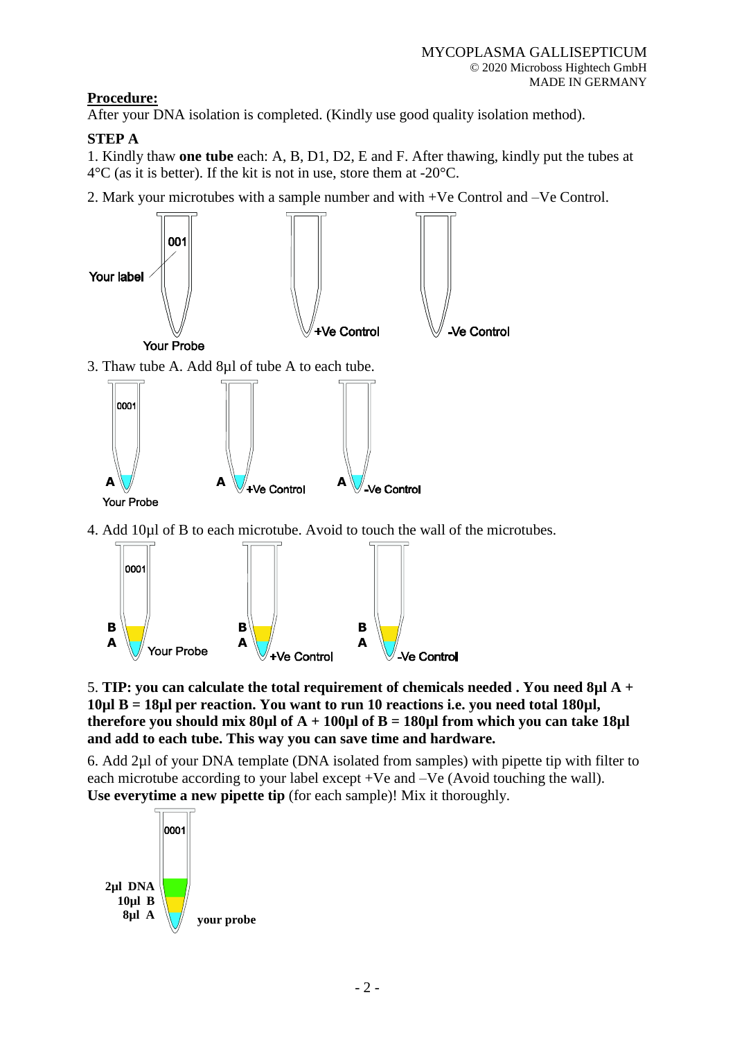**Procedure:**

After your DNA isolation is completed. (Kindly use good quality isolation method).

**STEP A**

1. Kindly thaw **one tube** each: A, B, D1, D2, E and F. After thawing, kindly put the tubes at 4°C (as it is better). If the kit is not in use, store them at -20°C.

2. Mark your microtubes with a sample number and with +Ve Control and –Ve Control.

Your label 001 — Your Probe — +Ve Control — -Ve Control

3. Thaw tube A. Add 8µl of tube A to each tube.

0001 A Your Probe — A +Ve Control — A -Ve Control

4. Add 10µl of B to each microtube. Avoid to touch the wall of the microtubes.

0001 B A Your Probe — B A +Ve Control — B A -Ve Control

5. **TIP: you can calculate the total requirement of chemicals needed . You need 8µl A + 10µl B = 18µl per reaction. You want to run 10 reactions i.e. you need total 180µl, therefore you should mix 80µl of A + 100µl of B = 180µl from which you can take 18µl and add to each tube. This way you can save time and hardware.**

6. Add 2µl of your DNA template (DNA isolated from samples) with pipette tip with filter to each microtube according to your label except +Ve and –Ve (Avoid touching the wall). **Use everytime a new pipette tip** (for each sample)! Mix it thoroughly.

0001 — **2µl DNA**, **10µl B**, **8µl A** — **your probe**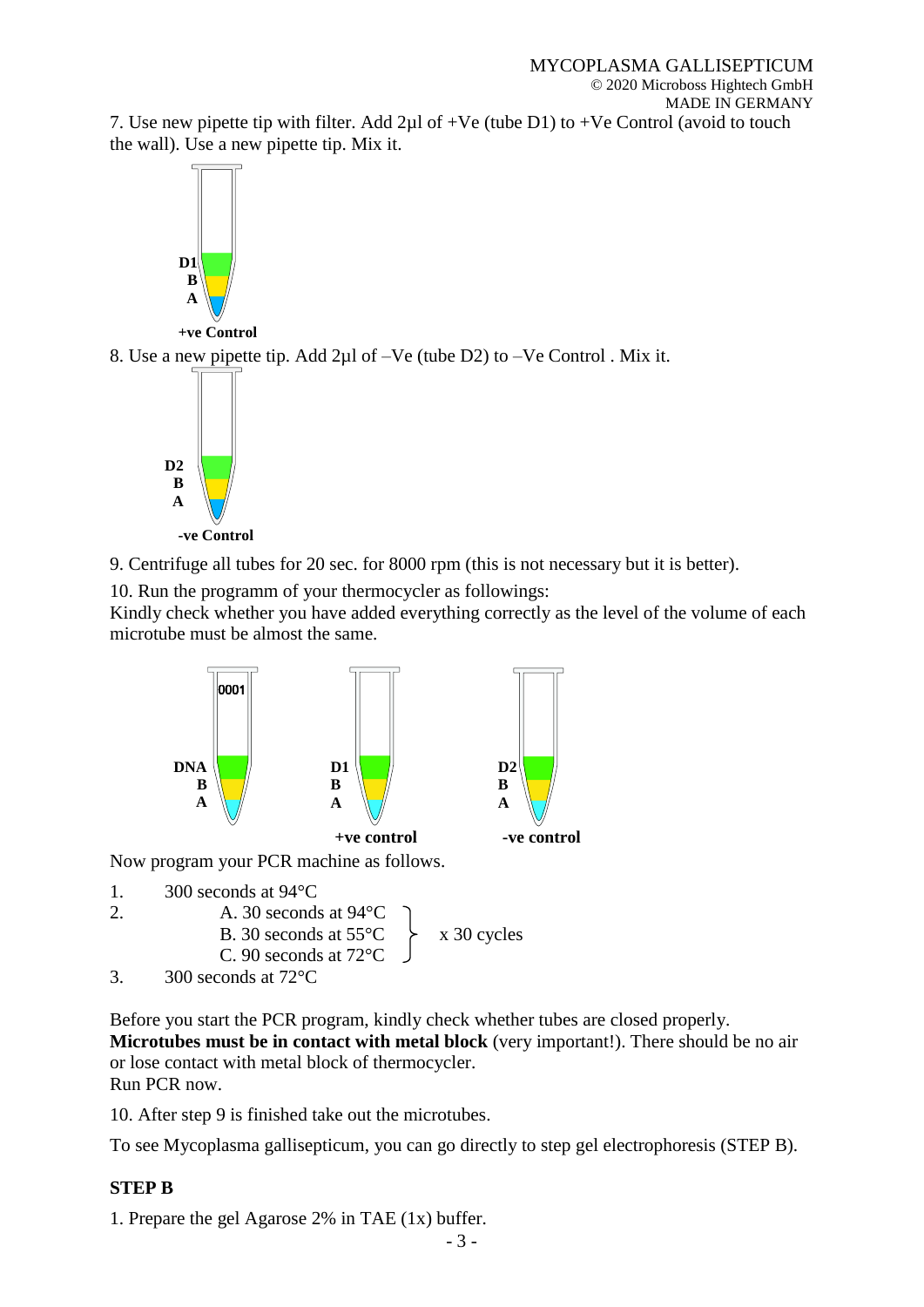7. Use new pipette tip with filter. Add 2µl of +Ve (tube D1) to +Ve Control (avoid to touch the wall). Use a new pipette tip. Mix it.

D1
B
A

**+ve Control**

8. Use a new pipette tip. Add 2µl of –Ve (tube D2) to –Ve Control . Mix it.

D2
B
A

**-ve Control**

9. Centrifuge all tubes for 20 sec. for 8000 rpm (this is not necessary but it is better).

10. Run the programm of your thermocycler as followings:
Kindly check whether you have added everything correctly as the level of the volume of each microtube must be almost the same.

0001

DNA
B
A

D1
B
A

**+ve control**

D2
B
A

**-ve control**

Now program your PCR machine as follows.

1. 300 seconds at 94°C
2. A. 30 seconds at 94°C
   B. 30 seconds at 55°C  } x 30 cycles
   C. 90 seconds at 72°C
3. 300 seconds at 72°C

Before you start the PCR program, kindly check whether tubes are closed properly.
**Microtubes must be in contact with metal block** (very important!). There should be no air or lose contact with metal block of thermocycler.
Run PCR now.

10. After step 9 is finished take out the microtubes.

To see Mycoplasma gallisepticum, you can go directly to step gel electrophoresis (STEP B).

**STEP B**

1. Prepare the gel Agarose 2% in TAE (1x) buffer.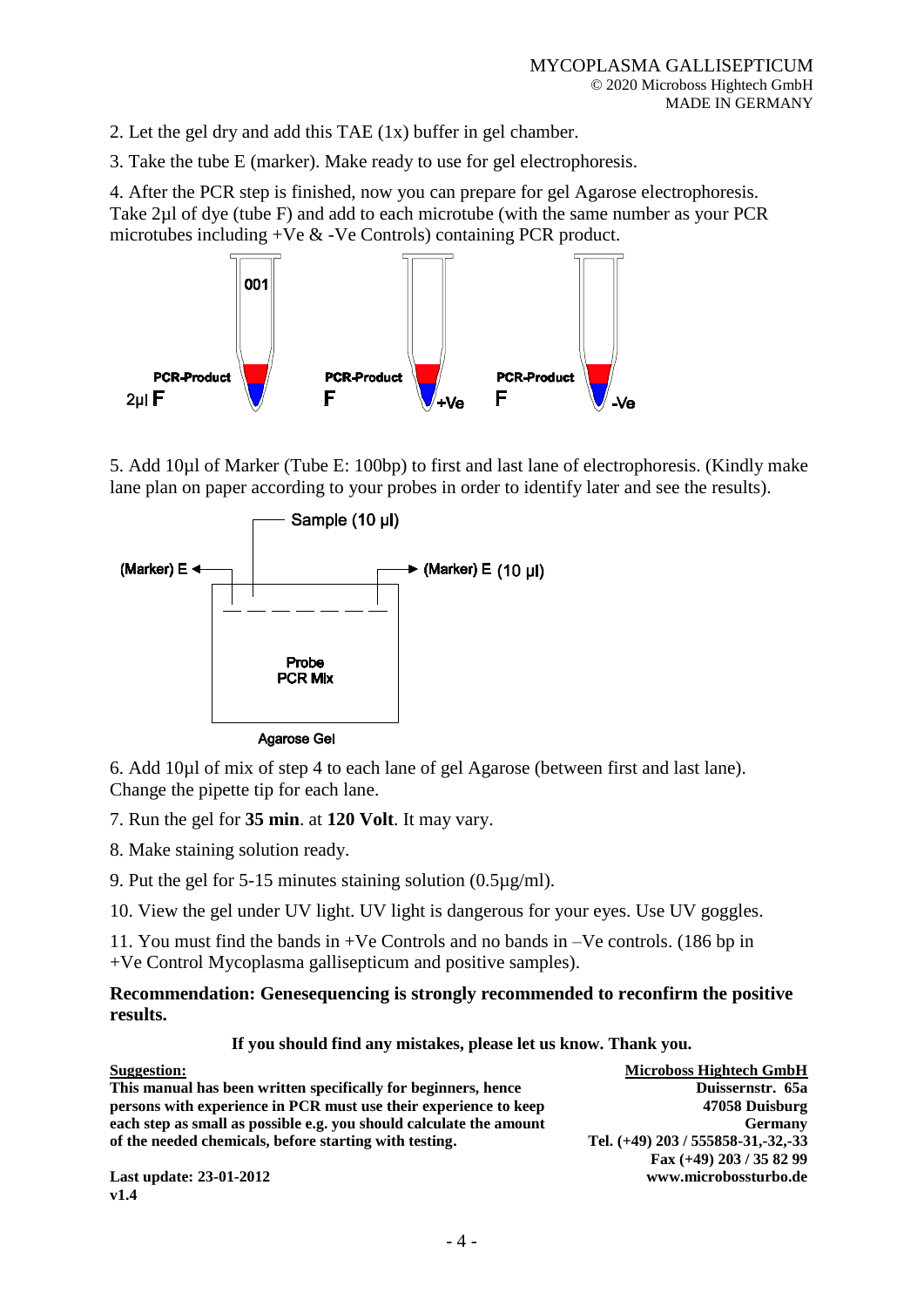2. Let the gel dry and add this TAE (1x) buffer in gel chamber.

3. Take the tube E (marker). Make ready to use for gel electrophoresis.

4. After the PCR step is finished, now you can prepare for gel Agarose electrophoresis. Take 2µl of dye (tube F) and add to each microtube (with the same number as your PCR microtubes including +Ve & -Ve Controls) containing PCR product.

001

PCR-Product

2µl F

PCR-Product

F

+Ve

PCR-Product

F

-Ve

5. Add 10µl of Marker (Tube E: 100bp) to first and last lane of electrophoresis. (Kindly make lane plan on paper according to your probes in order to identify later and see the results).

Sample (10 µl)

(Marker) E

(Marker) E (10 µl)

Probe
PCR Mix

Agarose Gel

6. Add 10µl of mix of step 4 to each lane of gel Agarose (between first and last lane). Change the pipette tip for each lane.

7. Run the gel for **35 min**. at **120 Volt**. It may vary.

8. Make staining solution ready.

9. Put the gel for 5-15 minutes staining solution (0.5µg/ml).

10. View the gel under UV light. UV light is dangerous for your eyes. Use UV goggles.

11. You must find the bands in +Ve Controls and no bands in –Ve controls. (186 bp in +Ve Control Mycoplasma gallisepticum and positive samples).

**Recommendation: Genesequencing is strongly recommended to reconfirm the positive results.**

**If you should find any mistakes, please let us know. Thank you.**

**Suggestion:**
**This manual has been written specifically for beginners, hence persons with experience in PCR must use their experience to keep each step as small as possible e.g. you should calculate the amount of the needed chemicals, before starting with testing.**

**Microboss Hightech GmbH**
**Duissernstr. 65a**
**47058 Duisburg**
**Germany**
**Tel. (+49) 203 / 555858-31,-32,-33**
**Fax (+49) 203 / 35 82 99**
**www.microbossturbo.de**

**Last update: 23-01-2012**
**v1.4**